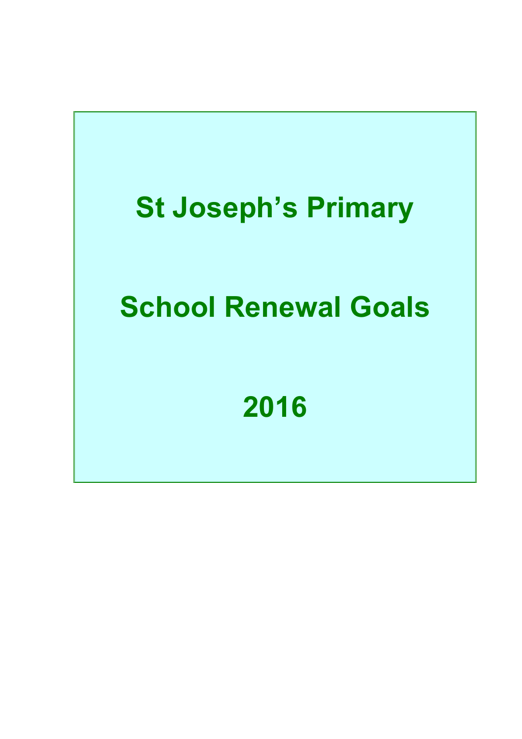# St Joseph's Primary

# School Renewal Goals

# 2016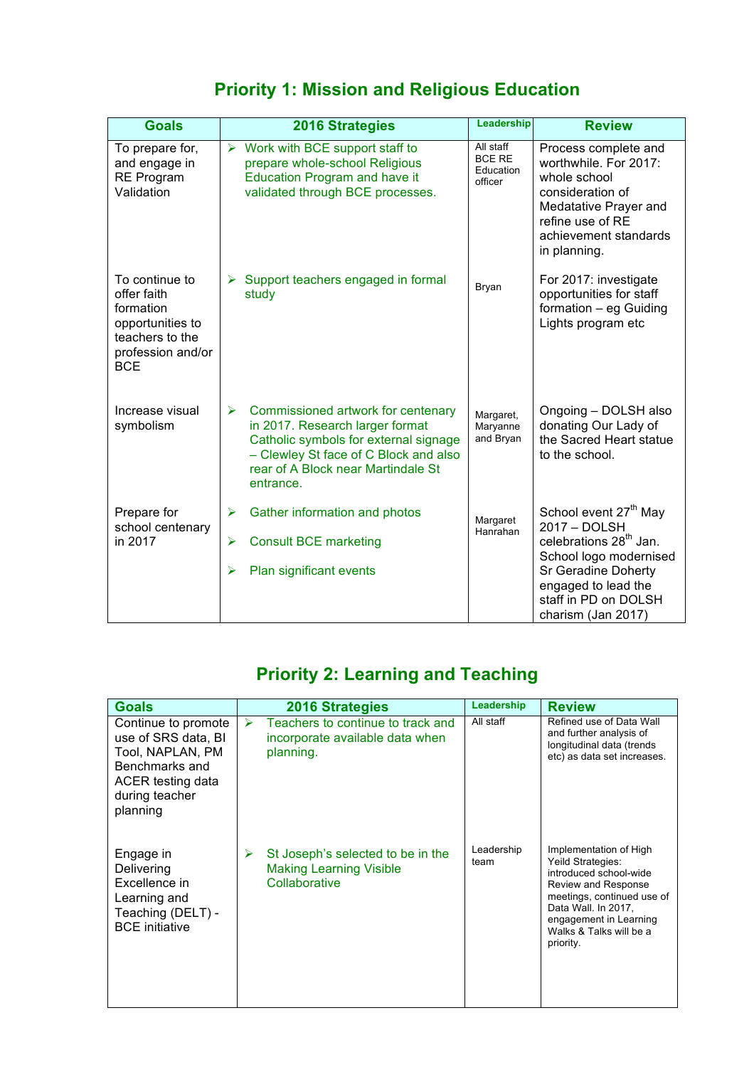## Priority 1: Mission and Religious Education

| Goals | 2016 Strategies | Leadership | Review |
|---|---|---|---|
| To prepare for, and engage in RE Program Validation | ➢ Work with BCE support staff to prepare whole-school Religious Education Program and have it validated through BCE processes. | All staff BCE RE Education officer | Process complete and worthwhile. For 2017: whole school consideration of Medatative Prayer and refine use of RE achievement standards in planning. |
| To continue to offer faith formation opportunities to teachers to the profession and/or BCE | ➢ Support teachers engaged in formal study | Bryan | For 2017: investigate opportunities for staff formation – eg Guiding Lights program etc |
| Increase visual symbolism | ➢ Commissioned artwork for centenary in 2017. Research larger format Catholic symbols for external signage – Clewley St face of C Block and also rear of A Block near Martindale St entrance. | Margaret, Maryanne and Bryan | Ongoing – DOLSH also donating Our Lady of the Sacred Heart statue to the school. |
| Prepare for school centenary in 2017 | ➢ Gather information and photos<br>➢ Consult BCE marketing<br>➢ Plan significant events | Margaret Hanrahan | School event 27th May 2017 – DOLSH celebrations 28th Jan. School logo modernised Sr Geradine Doherty engaged to lead the staff in PD on DOLSH charism (Jan 2017) |

## Priority 2: Learning and Teaching

| Goals | 2016 Strategies | Leadership | Review |
|---|---|---|---|
| Continue to promote use of SRS data, BI Tool, NAPLAN, PM Benchmarks and ACER testing data during teacher planning | ➢ Teachers to continue to track and incorporate available data when planning. | All staff | Refined use of Data Wall and further analysis of longitudinal data (trends etc) as data set increases. |
| Engage in Delivering Excellence in Learning and Teaching (DELT) - BCE initiative | ➢ St Joseph's selected to be in the Making Learning Visible Collaborative | Leadership team | Implementation of High Yeild Strategies: introduced school-wide Review and Response meetings, continued use of Data Wall. In 2017, engagement in Learning Walks & Talks will be a priority. |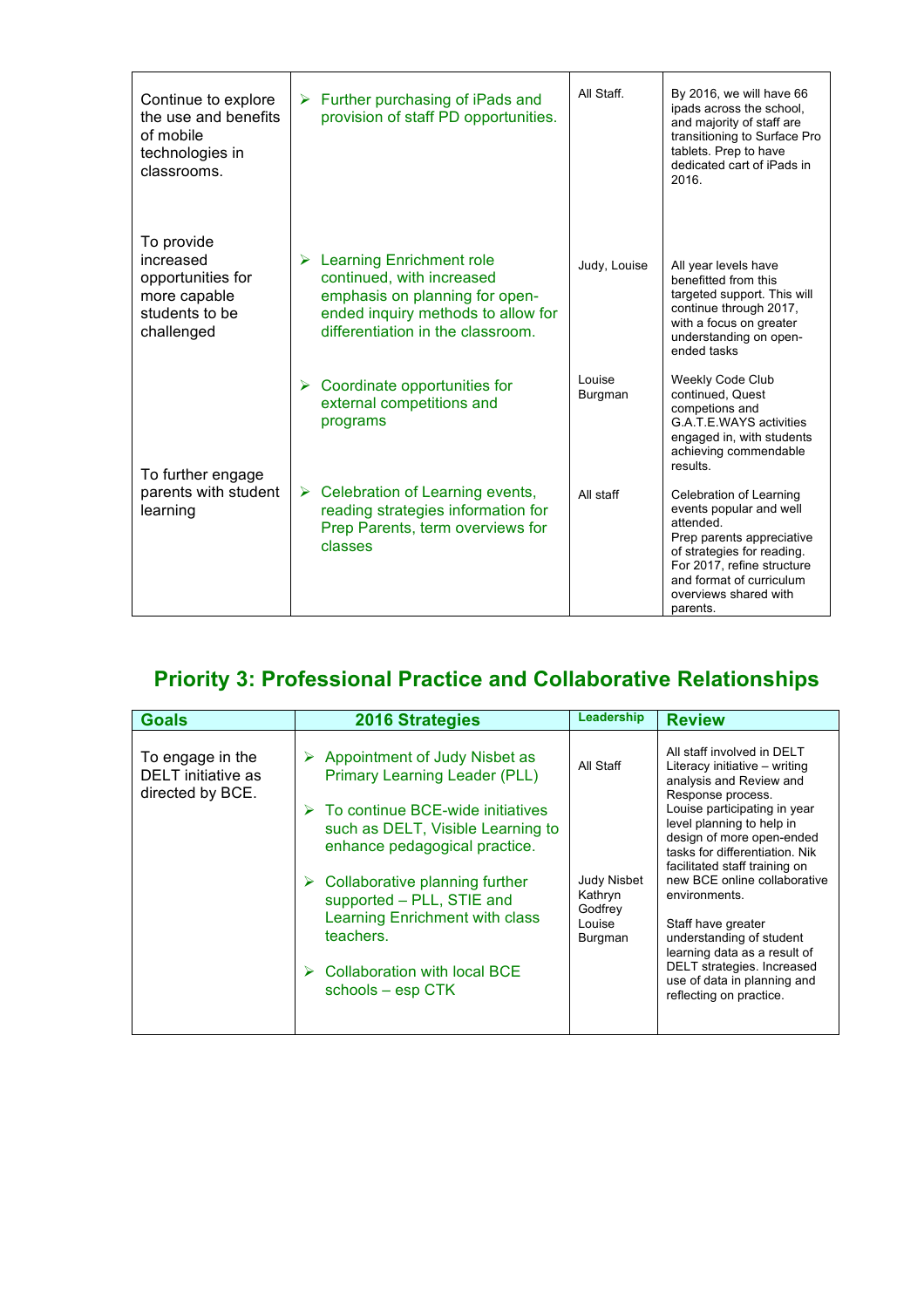| | | | |
|---|---|---|---|
| Continue to explore the use and benefits of mobile technologies in classrooms. | ➢ Further purchasing of iPads and provision of staff PD opportunities. | All Staff. | By 2016, we will have 66 ipads across the school, and majority of staff are transitioning to Surface Pro tablets. Prep to have dedicated cart of iPads in 2016. |
| To provide increased opportunities for more capable students to be challenged | ➢ Learning Enrichment role continued, with increased emphasis on planning for open-ended inquiry methods to allow for differentiation in the classroom. | Judy, Louise | All year levels have benefitted from this targeted support. This will continue through 2017, with a focus on greater understanding on open-ended tasks |
| | ➢ Coordinate opportunities for external competitions and programs | Louise Burgman | Weekly Code Club continued, Quest competions and G.A.T.E.WAYS activities engaged in, with students achieving commendable results. |
| To further engage parents with student learning | ➢ Celebration of Learning events, reading strategies information for Prep Parents, term overviews for classes | All staff | Celebration of Learning events popular and well attended. Prep parents appreciative of strategies for reading. For 2017, refine structure and format of curriculum overviews shared with parents. |

## Priority 3: Professional Practice and Collaborative Relationships

| Goals | 2016 Strategies | Leadership | Review |
|---|---|---|---|
| To engage in the DELT initiative as directed by BCE. | ➢ Appointment of Judy Nisbet as Primary Learning Leader (PLL)<br><br>➢ To continue BCE-wide initiatives such as DELT, Visible Learning to enhance pedagogical practice.<br><br>➢ Collaborative planning further supported – PLL, STIE and Learning Enrichment with class teachers.<br><br>➢ Collaboration with local BCE schools – esp CTK | All Staff<br><br>Judy Nisbet<br>Kathryn Godfrey<br>Louise Burgman | All staff involved in DELT Literacy initiative – writing analysis and Review and Response process. Louise participating in year level planning to help in design of more open-ended tasks for differentiation. Nik facilitated staff training on new BCE online collaborative environments.<br><br>Staff have greater understanding of student learning data as a result of DELT strategies. Increased use of data in planning and reflecting on practice. |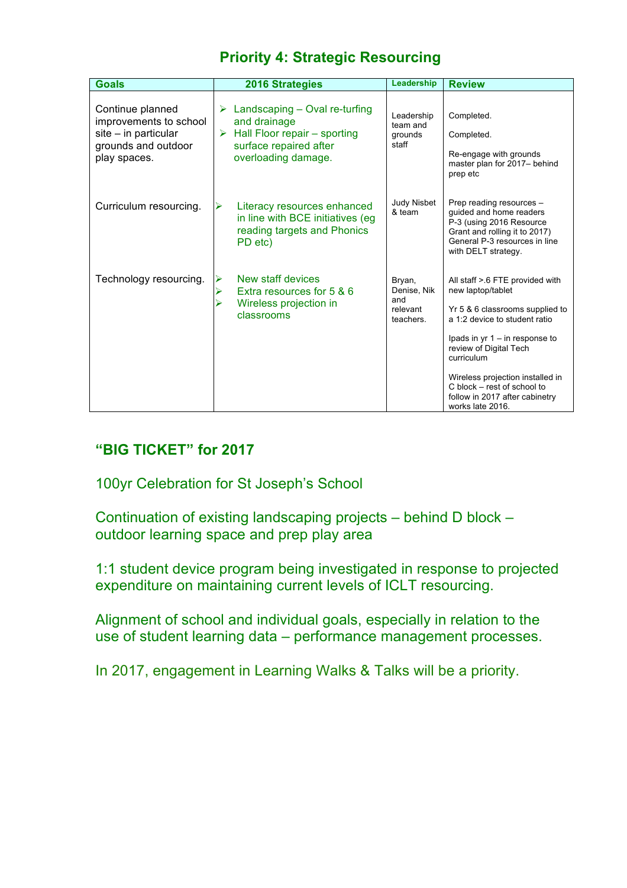## Priority 4: Strategic Resourcing

| Goals | 2016 Strategies | Leadership | Review |
|---|---|---|---|
| Continue planned improvements to school site – in particular grounds and outdoor play spaces. | ➢ Landscaping – Oval re-turfing and drainage<br>➢ Hall Floor repair – sporting surface repaired after overloading damage. | Leadership team and grounds staff | Completed.<br><br>Completed.<br><br>Re-engage with grounds master plan for 2017– behind prep etc |
| Curriculum resourcing. | ➢ Literacy resources enhanced in line with BCE initiatives (eg reading targets and Phonics PD etc) | Judy Nisbet & team | Prep reading resources – guided and home readers P-3 (using 2016 Resource Grant and rolling it to 2017) General P-3 resources in line with DELT strategy. |
| Technology resourcing. | ➢ New staff devices<br>➢ Extra resources for 5 & 6<br>➢ Wireless projection in classrooms | Bryan, Denise, Nik and relevant teachers. | All staff >.6 FTE provided with new laptop/tablet<br><br>Yr 5 & 6 classrooms supplied to a 1:2 device to student ratio<br><br>Ipads in yr 1 – in response to review of Digital Tech curriculum<br><br>Wireless projection installed in C block – rest of school to follow in 2017 after cabinetry works late 2016. |

### "BIG TICKET" for 2017

100yr Celebration for St Joseph's School

Continuation of existing landscaping projects – behind D block – outdoor learning space and prep play area

1:1 student device program being investigated in response to projected expenditure on maintaining current levels of ICLT resourcing.

Alignment of school and individual goals, especially in relation to the use of student learning data – performance management processes.

In 2017, engagement in Learning Walks & Talks will be a priority.